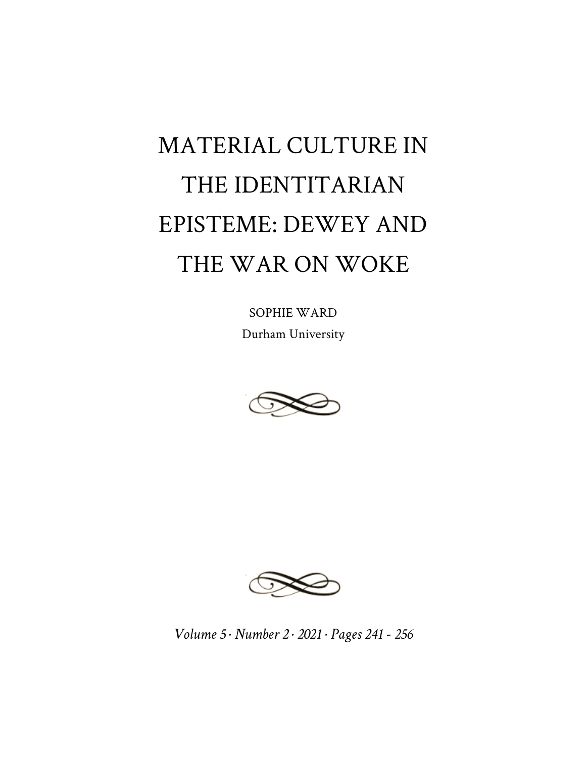# MATERIAL CULTURE IN THE IDENTITARIAN EPISTEME: DEWEY AND THE WAR ON WOKE

SOPHIE WARD

Durham University

*Volume 5 · Number 2 · 2021 · Pages 241 - 256*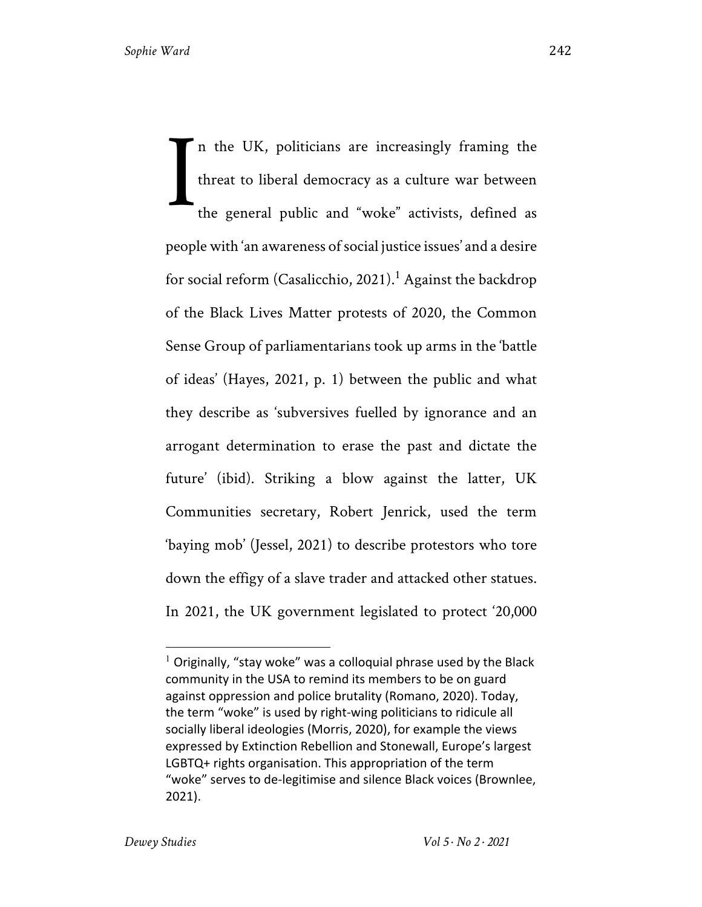In the UK, politicians are increasingly framing the threat to liberal democracy as a culture war between the general public and "woke" activists, defined as people with 'an awareness of social justice issues' and a desire for social reform (Casalicchio, 2021).[1] Against the backdrop of the Black Lives Matter protests of 2020, the Common Sense Group of parliamentarians took up arms in the 'battle of ideas' (Hayes, 2021, p. 1) between the public and what they describe as 'subversives fuelled by ignorance and an arrogant determination to erase the past and dictate the future' (ibid). Striking a blow against the latter, UK Communities secretary, Robert Jenrick, used the term 'baying mob' (Jessel, 2021) to describe protestors who tore down the effigy of a slave trader and attacked other statues. In 2021, the UK government legislated to protect '20,000

[1] Originally, "stay woke" was a colloquial phrase used by the Black community in the USA to remind its members to be on guard against oppression and police brutality (Romano, 2020). Today, the term "woke" is used by right-wing politicians to ridicule all socially liberal ideologies (Morris, 2020), for example the views expressed by Extinction Rebellion and Stonewall, Europe's largest LGBTQ+ rights organisation. This appropriation of the term "woke" serves to de-legitimise and silence Black voices (Brownlee, 2021).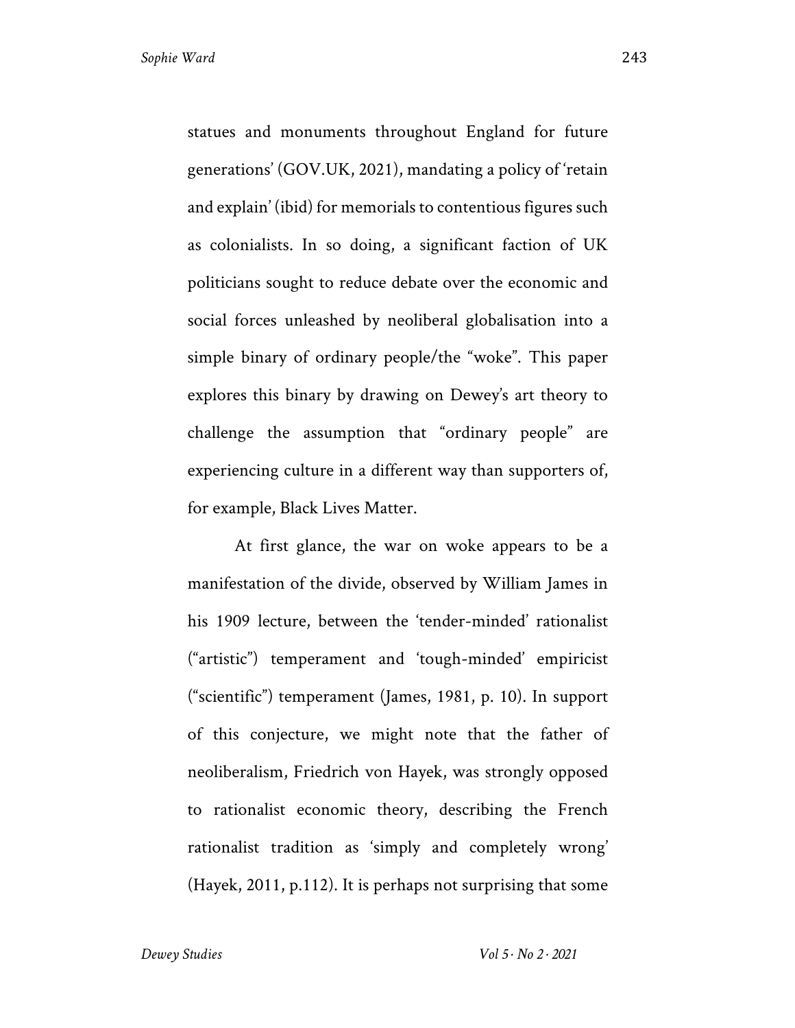statues and monuments throughout England for future generations' (GOV.UK, 2021), mandating a policy of 'retain and explain' (ibid) for memorials to contentious figures such as colonialists. In so doing, a significant faction of UK politicians sought to reduce debate over the economic and social forces unleashed by neoliberal globalisation into a simple binary of ordinary people/the "woke". This paper explores this binary by drawing on Dewey's art theory to challenge the assumption that "ordinary people" are experiencing culture in a different way than supporters of, for example, Black Lives Matter.

At first glance, the war on woke appears to be a manifestation of the divide, observed by William James in his 1909 lecture, between the 'tender-minded' rationalist ("artistic") temperament and 'tough-minded' empiricist ("scientific") temperament (James, 1981, p. 10). In support of this conjecture, we might note that the father of neoliberalism, Friedrich von Hayek, was strongly opposed to rationalist economic theory, describing the French rationalist tradition as 'simply and completely wrong' (Hayek, 2011, p.112). It is perhaps not surprising that some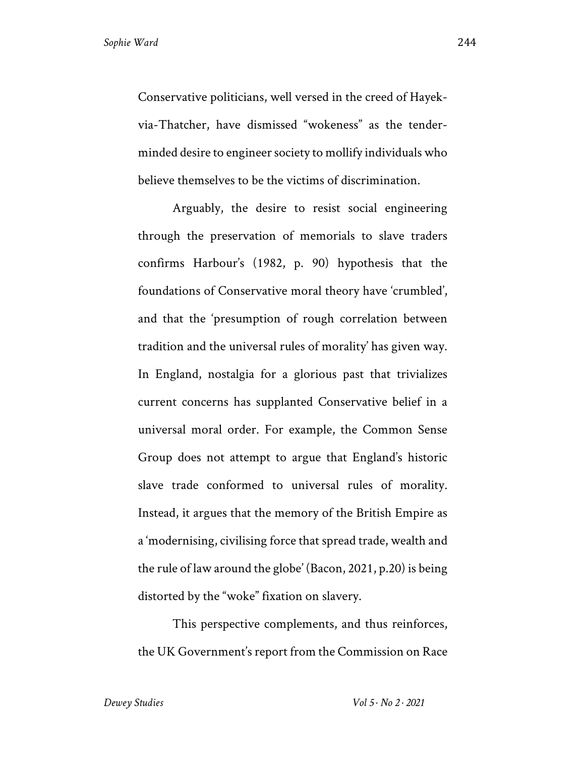Conservative politicians, well versed in the creed of Hayek-via-Thatcher, have dismissed "wokeness" as the tender-minded desire to engineer society to mollify individuals who believe themselves to be the victims of discrimination.

Arguably, the desire to resist social engineering through the preservation of memorials to slave traders confirms Harbour's (1982, p. 90) hypothesis that the foundations of Conservative moral theory have 'crumbled', and that the 'presumption of rough correlation between tradition and the universal rules of morality' has given way. In England, nostalgia for a glorious past that trivializes current concerns has supplanted Conservative belief in a universal moral order. For example, the Common Sense Group does not attempt to argue that England's historic slave trade conformed to universal rules of morality. Instead, it argues that the memory of the British Empire as a 'modernising, civilising force that spread trade, wealth and the rule of law around the globe' (Bacon, 2021, p.20) is being distorted by the "woke" fixation on slavery.

This perspective complements, and thus reinforces, the UK Government's report from the Commission on Race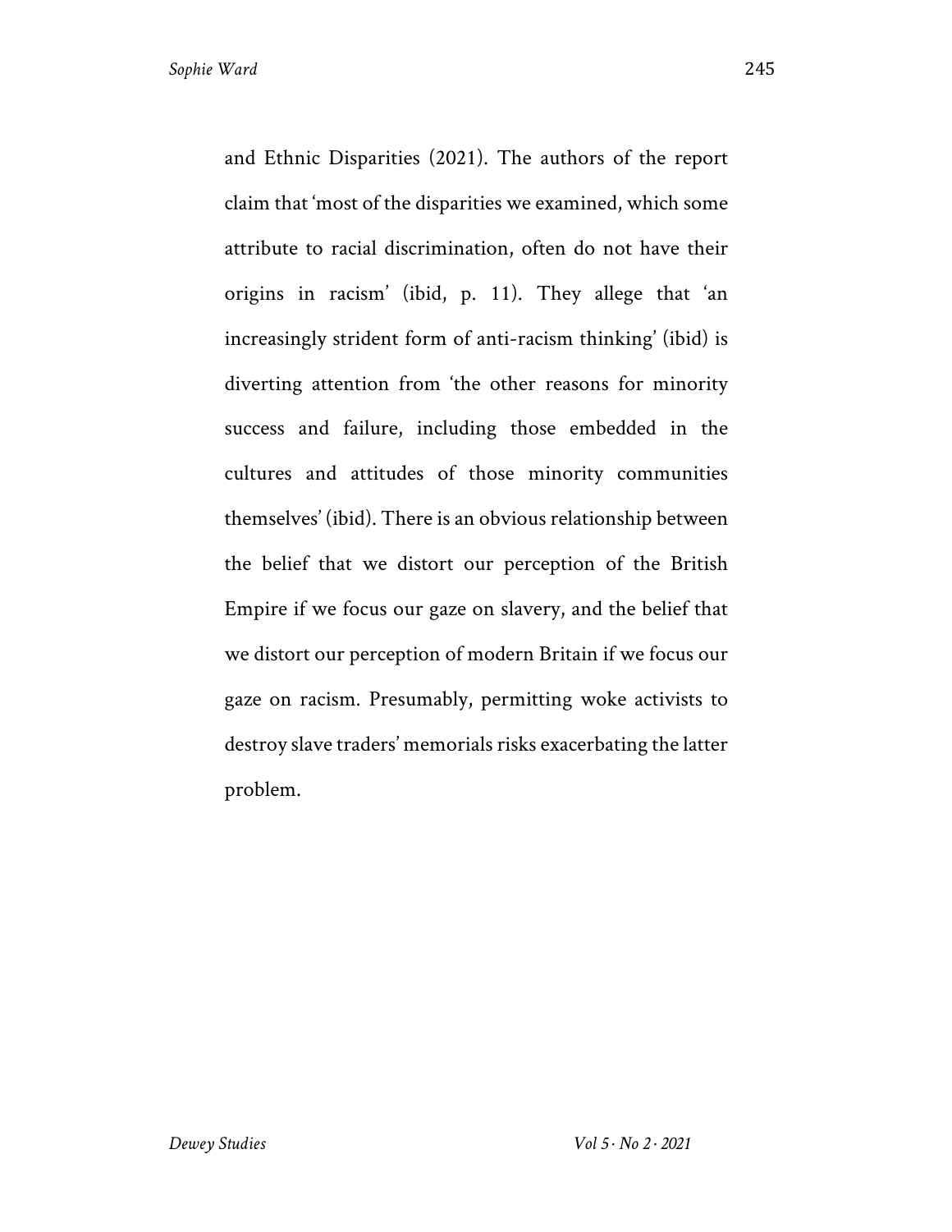and Ethnic Disparities (2021). The authors of the report claim that 'most of the disparities we examined, which some attribute to racial discrimination, often do not have their origins in racism' (ibid, p. 11). They allege that 'an increasingly strident form of anti-racism thinking' (ibid) is diverting attention from 'the other reasons for minority success and failure, including those embedded in the cultures and attitudes of those minority communities themselves' (ibid). There is an obvious relationship between the belief that we distort our perception of the British Empire if we focus our gaze on slavery, and the belief that we distort our perception of modern Britain if we focus our gaze on racism. Presumably, permitting woke activists to destroy slave traders' memorials risks exacerbating the latter problem.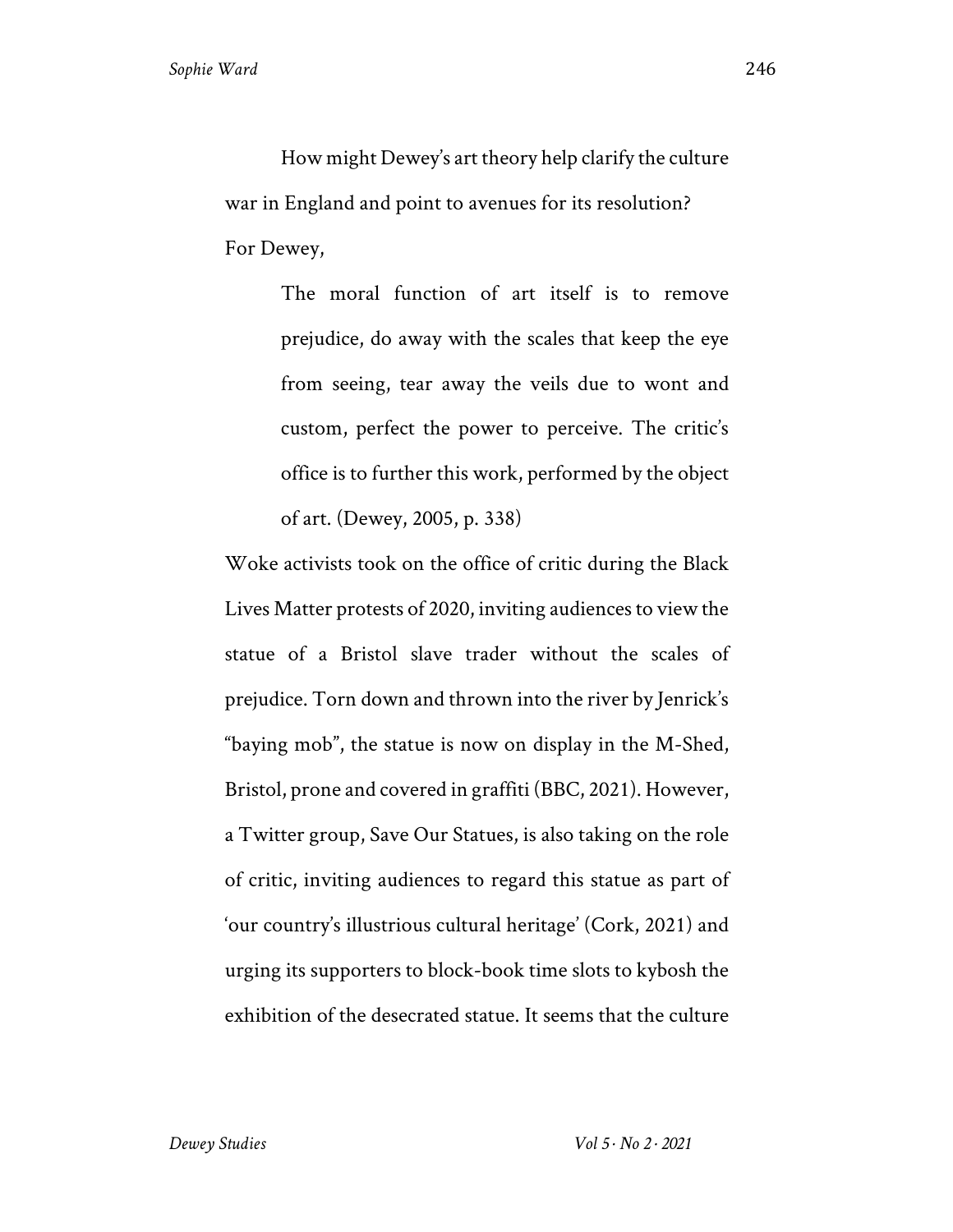How might Dewey's art theory help clarify the culture war in England and point to avenues for its resolution? For Dewey,

> The moral function of art itself is to remove prejudice, do away with the scales that keep the eye from seeing, tear away the veils due to wont and custom, perfect the power to perceive. The critic's office is to further this work, performed by the object of art. (Dewey, 2005, p. 338)

Woke activists took on the office of critic during the Black Lives Matter protests of 2020, inviting audiences to view the statue of a Bristol slave trader without the scales of prejudice. Torn down and thrown into the river by Jenrick's "baying mob", the statue is now on display in the M-Shed, Bristol, prone and covered in graffiti (BBC, 2021). However, a Twitter group, Save Our Statues, is also taking on the role of critic, inviting audiences to regard this statue as part of 'our country's illustrious cultural heritage' (Cork, 2021) and urging its supporters to block-book time slots to kybosh the exhibition of the desecrated statue. It seems that the culture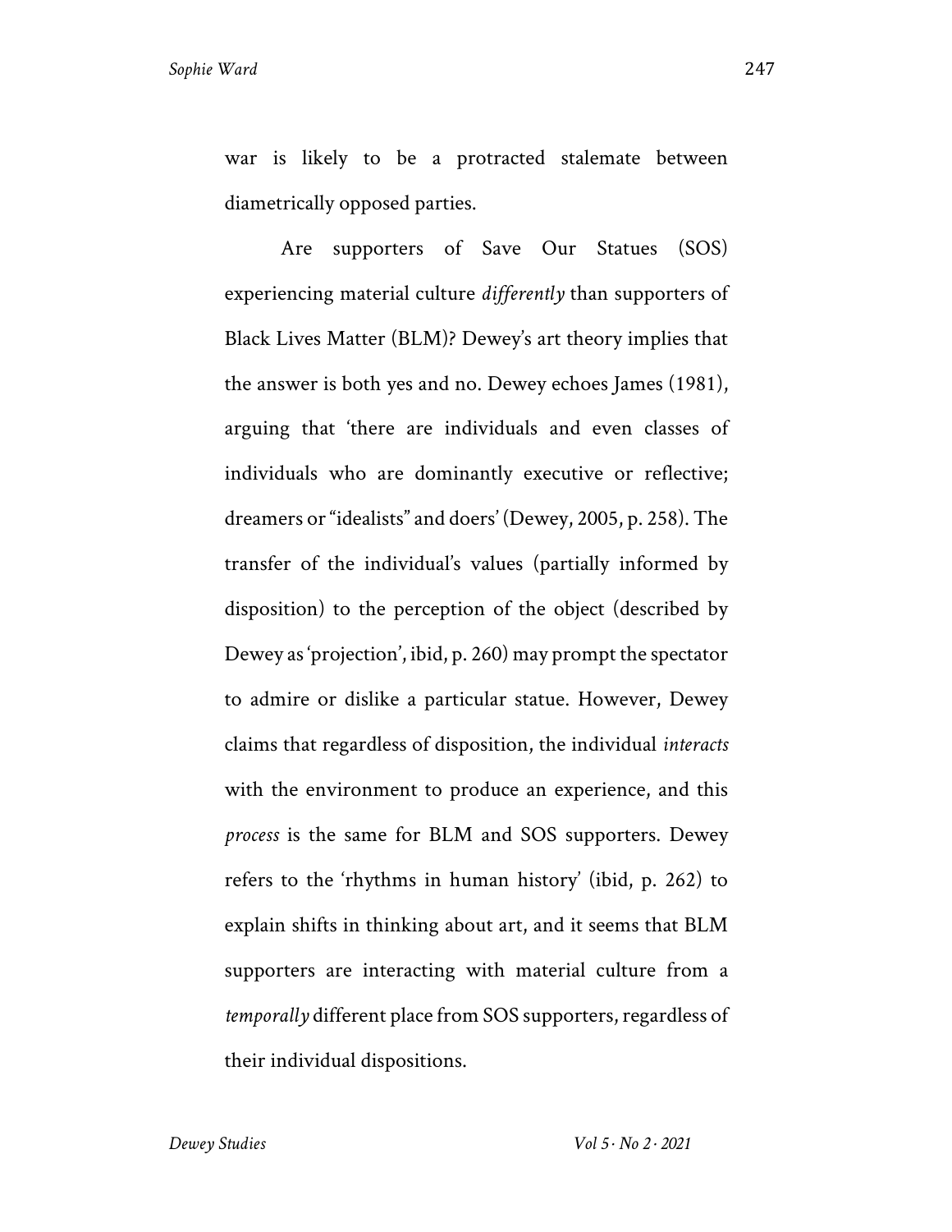war is likely to be a protracted stalemate between diametrically opposed parties.

Are supporters of Save Our Statues (SOS) experiencing material culture *differently* than supporters of Black Lives Matter (BLM)? Dewey's art theory implies that the answer is both yes and no. Dewey echoes James (1981), arguing that 'there are individuals and even classes of individuals who are dominantly executive or reflective; dreamers or "idealists" and doers' (Dewey, 2005, p. 258). The transfer of the individual's values (partially informed by disposition) to the perception of the object (described by Dewey as 'projection', ibid, p. 260) may prompt the spectator to admire or dislike a particular statue. However, Dewey claims that regardless of disposition, the individual *interacts* with the environment to produce an experience, and this *process* is the same for BLM and SOS supporters. Dewey refers to the 'rhythms in human history' (ibid, p. 262) to explain shifts in thinking about art, and it seems that BLM supporters are interacting with material culture from a *temporally* different place from SOS supporters, regardless of their individual dispositions.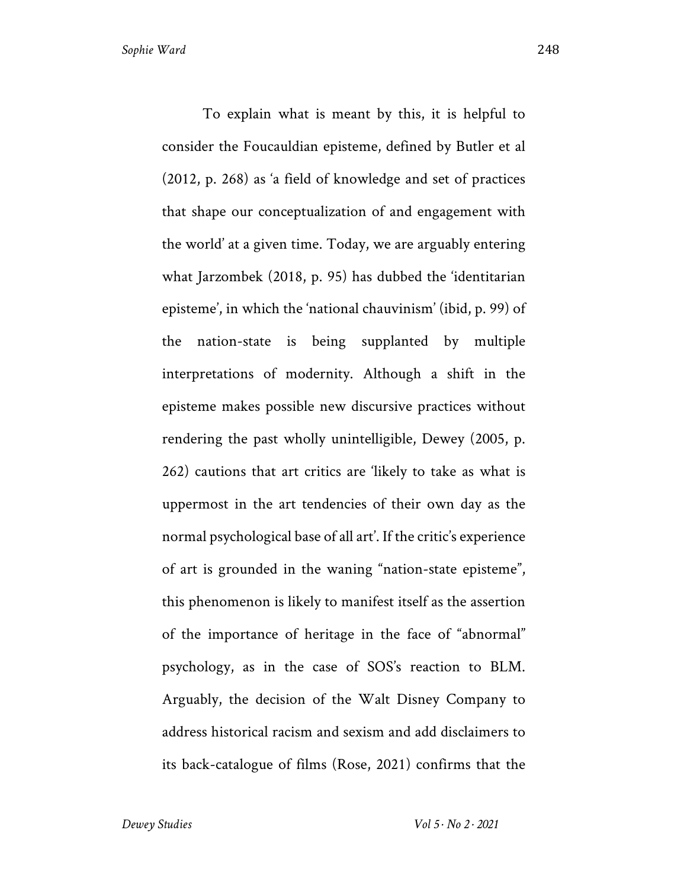To explain what is meant by this, it is helpful to consider the Foucauldian episteme, defined by Butler et al (2012, p. 268) as 'a field of knowledge and set of practices that shape our conceptualization of and engagement with the world' at a given time. Today, we are arguably entering what Jarzombek (2018, p. 95) has dubbed the 'identitarian episteme', in which the 'national chauvinism' (ibid, p. 99) of the nation-state is being supplanted by multiple interpretations of modernity. Although a shift in the episteme makes possible new discursive practices without rendering the past wholly unintelligible, Dewey (2005, p. 262) cautions that art critics are 'likely to take as what is uppermost in the art tendencies of their own day as the normal psychological base of all art'. If the critic's experience of art is grounded in the waning "nation-state episteme", this phenomenon is likely to manifest itself as the assertion of the importance of heritage in the face of "abnormal" psychology, as in the case of SOS's reaction to BLM. Arguably, the decision of the Walt Disney Company to address historical racism and sexism and add disclaimers to its back-catalogue of films (Rose, 2021) confirms that the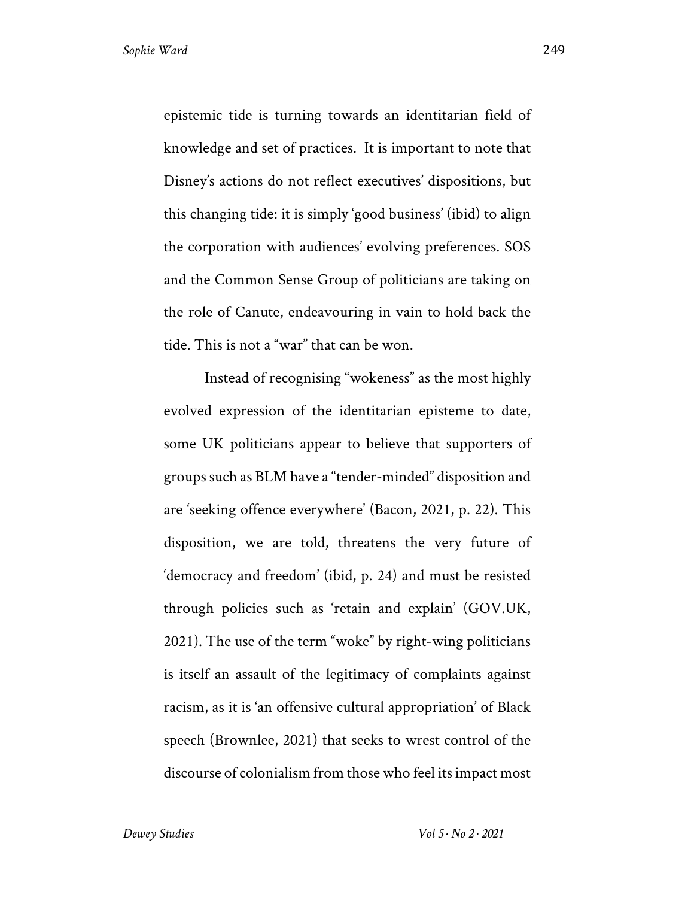epistemic tide is turning towards an identitarian field of knowledge and set of practices. It is important to note that Disney's actions do not reflect executives' dispositions, but this changing tide: it is simply 'good business' (ibid) to align the corporation with audiences' evolving preferences. SOS and the Common Sense Group of politicians are taking on the role of Canute, endeavouring in vain to hold back the tide. This is not a "war" that can be won.

Instead of recognising "wokeness" as the most highly evolved expression of the identitarian episteme to date, some UK politicians appear to believe that supporters of groups such as BLM have a "tender-minded" disposition and are 'seeking offence everywhere' (Bacon, 2021, p. 22). This disposition, we are told, threatens the very future of 'democracy and freedom' (ibid, p. 24) and must be resisted through policies such as 'retain and explain' (GOV.UK, 2021). The use of the term "woke" by right-wing politicians is itself an assault of the legitimacy of complaints against racism, as it is 'an offensive cultural appropriation' of Black speech (Brownlee, 2021) that seeks to wrest control of the discourse of colonialism from those who feel its impact most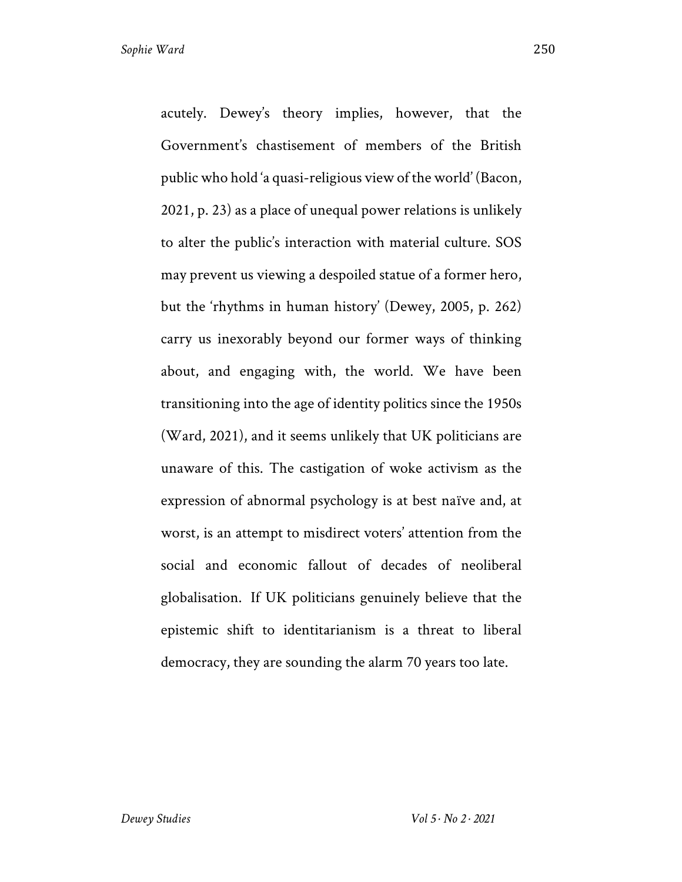acutely. Dewey's theory implies, however, that the Government's chastisement of members of the British public who hold 'a quasi-religious view of the world' (Bacon, 2021, p. 23) as a place of unequal power relations is unlikely to alter the public's interaction with material culture. SOS may prevent us viewing a despoiled statue of a former hero, but the 'rhythms in human history' (Dewey, 2005, p. 262) carry us inexorably beyond our former ways of thinking about, and engaging with, the world. We have been transitioning into the age of identity politics since the 1950s (Ward, 2021), and it seems unlikely that UK politicians are unaware of this. The castigation of woke activism as the expression of abnormal psychology is at best naïve and, at worst, is an attempt to misdirect voters' attention from the social and economic fallout of decades of neoliberal globalisation. If UK politicians genuinely believe that the epistemic shift to identitarianism is a threat to liberal democracy, they are sounding the alarm 70 years too late.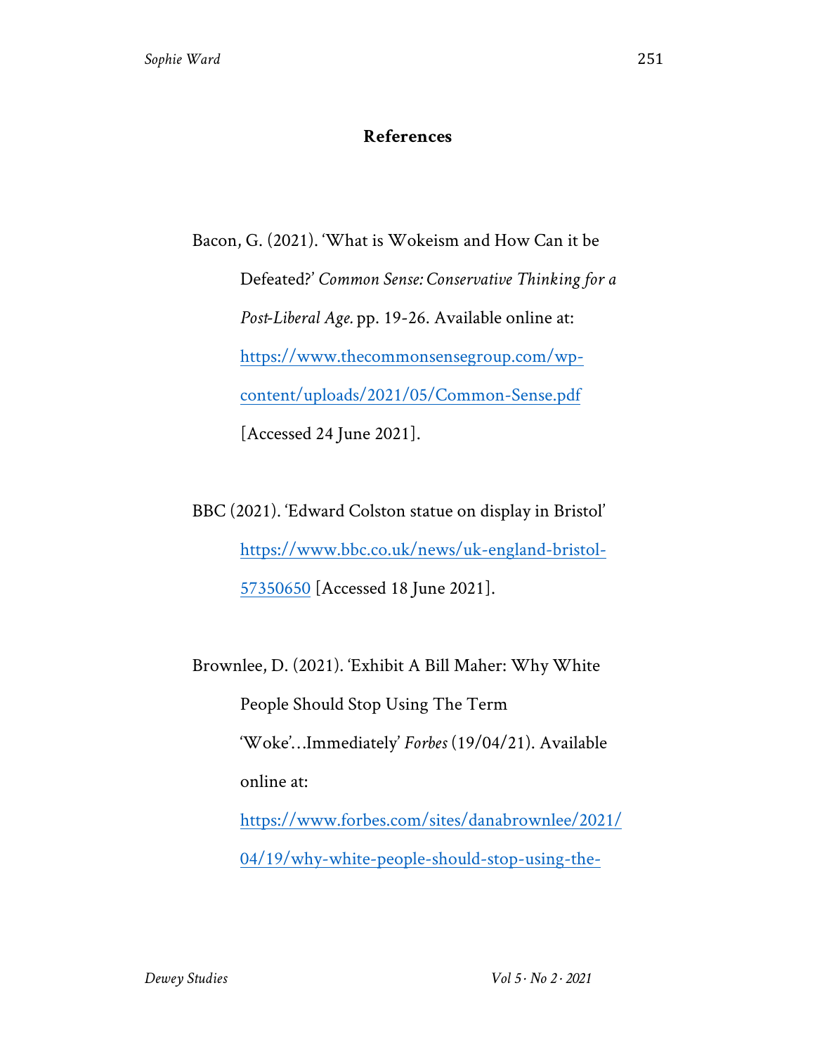## References

Bacon, G. (2021). 'What is Wokeism and How Can it be Defeated?' *Common Sense: Conservative Thinking for a Post-Liberal Age.* pp. 19-26. Available online at: https://www.thecommonsensegroup.com/wp-content/uploads/2021/05/Common-Sense.pdf [Accessed 24 June 2021].

BBC (2021). 'Edward Colston statue on display in Bristol' https://www.bbc.co.uk/news/uk-england-bristol-57350650 [Accessed 18 June 2021].

Brownlee, D. (2021). 'Exhibit A Bill Maher: Why White People Should Stop Using The Term 'Woke'…Immediately' *Forbes* (19/04/21). Available online at: https://www.forbes.com/sites/danabrownlee/2021/04/19/why-white-people-should-stop-using-the-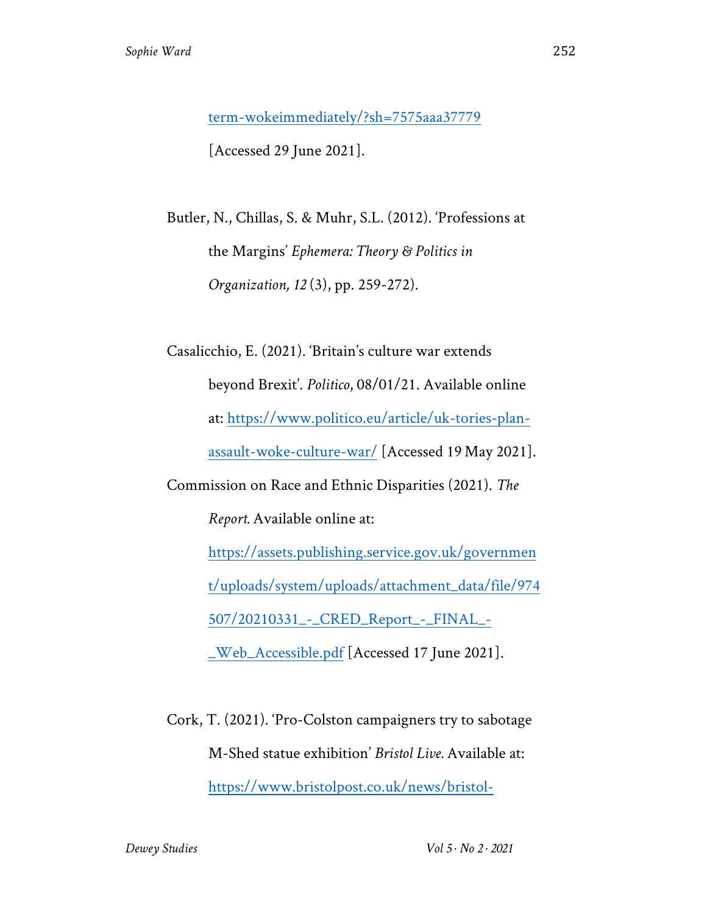term-wokeimmediately/?sh=7575aaa37779 [Accessed 29 June 2021].

Butler, N., Chillas, S. & Muhr, S.L. (2012). 'Professions at the Margins' *Ephemera: Theory & Politics in Organization, 12* (3), pp. 259-272).

Casalicchio, E. (2021). 'Britain's culture war extends beyond Brexit'. *Politico*, 08/01/21. Available online at: https://www.politico.eu/article/uk-tories-plan-assault-woke-culture-war/ [Accessed 19 May 2021].

Commission on Race and Ethnic Disparities (2021). *The Report.* Available online at: https://assets.publishing.service.gov.uk/government/uploads/system/uploads/attachment_data/file/974507/20210331_-_CRED_Report_-_FINAL_-_Web_Accessible.pdf [Accessed 17 June 2021].

Cork, T. (2021). 'Pro-Colston campaigners try to sabotage M-Shed statue exhibition' *Bristol Live.* Available at: https://www.bristolpost.co.uk/news/bristol-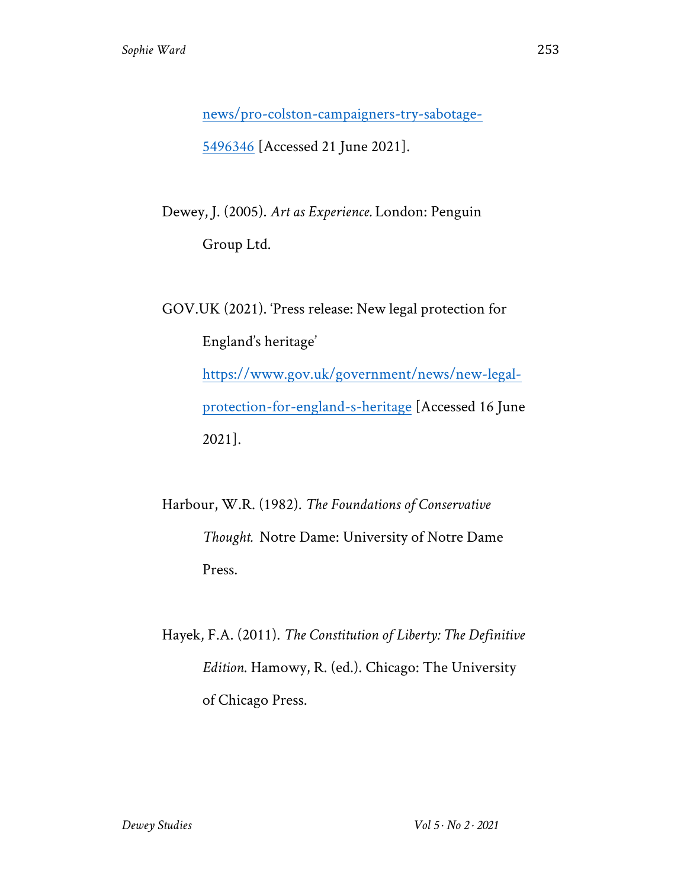news/pro-colston-campaigners-try-sabotage-5496346 [Accessed 21 June 2021].

Dewey, J. (2005). *Art as Experience.* London: Penguin Group Ltd.

GOV.UK (2021). 'Press release: New legal protection for England's heritage' https://www.gov.uk/government/news/new-legal-protection-for-england-s-heritage [Accessed 16 June 2021].

Harbour, W.R. (1982). *The Foundations of Conservative Thought.* Notre Dame: University of Notre Dame Press.

Hayek, F.A. (2011). *The Constitution of Liberty: The Definitive Edition.* Hamowy, R. (ed.). Chicago: The University of Chicago Press.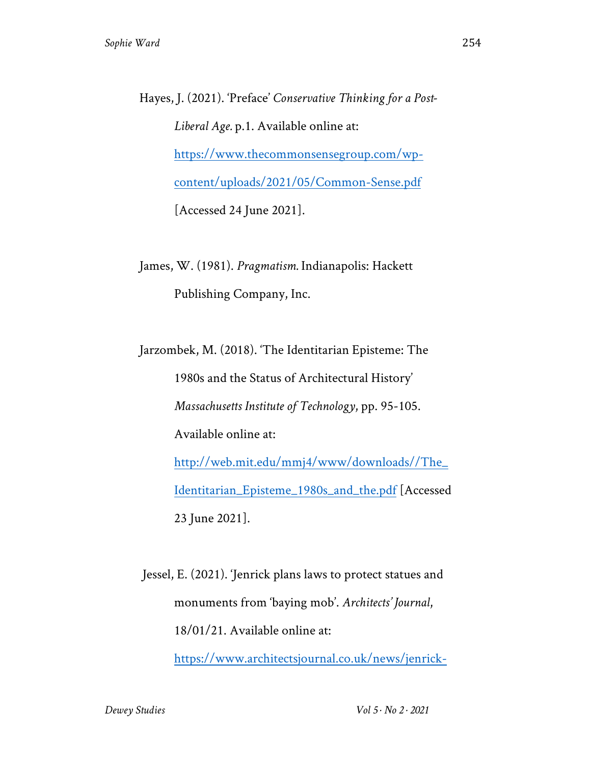Hayes, J. (2021). 'Preface' *Conservative Thinking for a Post-Liberal Age.* p.1. Available online at: https://www.thecommonsensegroup.com/wp-content/uploads/2021/05/Common-Sense.pdf [Accessed 24 June 2021].

James, W. (1981). *Pragmatism.* Indianapolis: Hackett Publishing Company, Inc.

Jarzombek, M. (2018). 'The Identitarian Episteme: The 1980s and the Status of Architectural History' *Massachusetts Institute of Technology*, pp. 95-105. Available online at: http://web.mit.edu/mmj4/www/downloads//The_Identitarian_Episteme_1980s_and_the.pdf [Accessed 23 June 2021].

Jessel, E. (2021). 'Jenrick plans laws to protect statues and monuments from 'baying mob'. *Architects' Journal*, 18/01/21. Available online at: https://www.architectsjournal.co.uk/news/jenrick-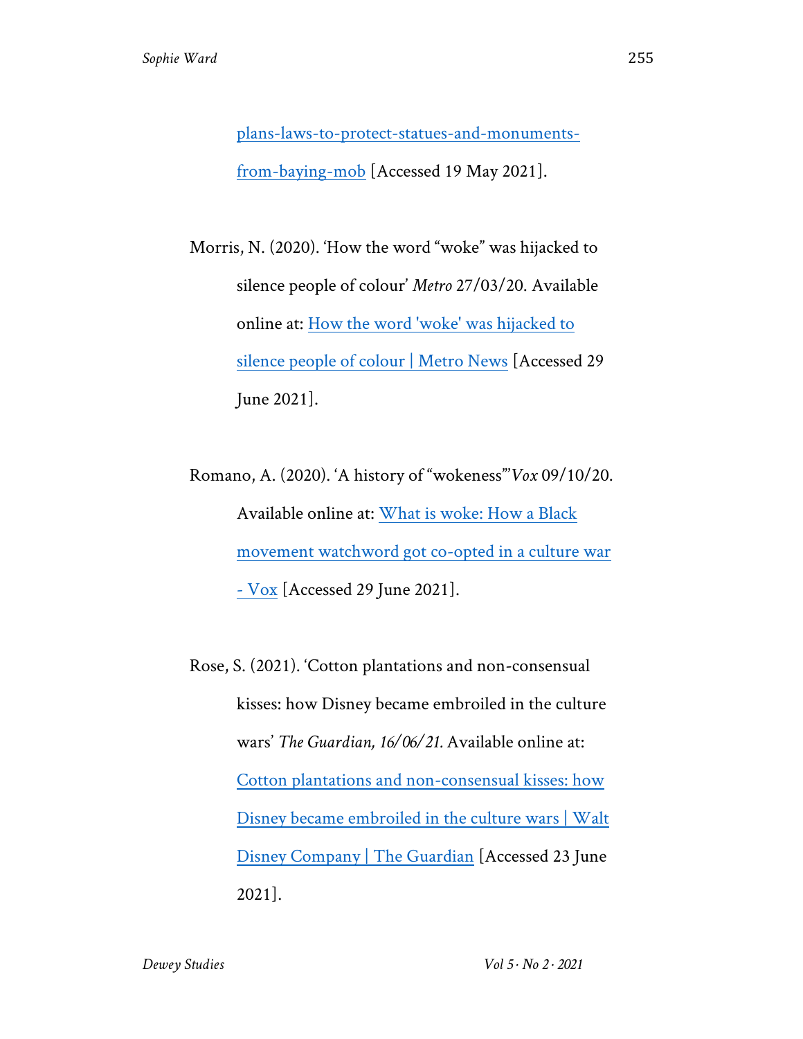plans-laws-to-protect-statues-and-monuments-from-baying-mob [Accessed 19 May 2021].

Morris, N. (2020). 'How the word "woke" was hijacked to silence people of colour' *Metro* 27/03/20. Available online at: How the word 'woke' was hijacked to silence people of colour | Metro News [Accessed 29 June 2021].

Romano, A. (2020). 'A history of "wokeness"' *Vox* 09/10/20. Available online at: What is woke: How a Black movement watchword got co-opted in a culture war - Vox [Accessed 29 June 2021].

Rose, S. (2021). 'Cotton plantations and non-consensual kisses: how Disney became embroiled in the culture wars' *The Guardian, 16/06/21.* Available online at: Cotton plantations and non-consensual kisses: how Disney became embroiled in the culture wars | Walt Disney Company | The Guardian [Accessed 23 June 2021].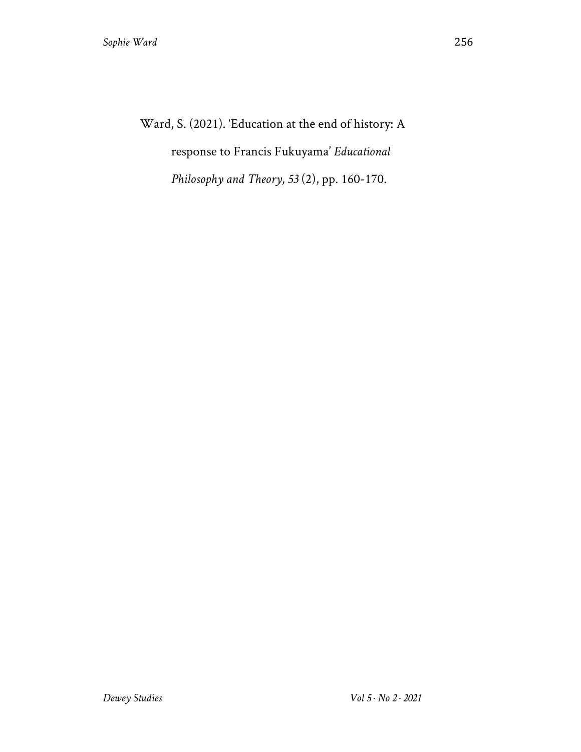Ward, S. (2021). 'Education at the end of history: A response to Francis Fukuyama' *Educational Philosophy and Theory, 53* (2), pp. 160-170.